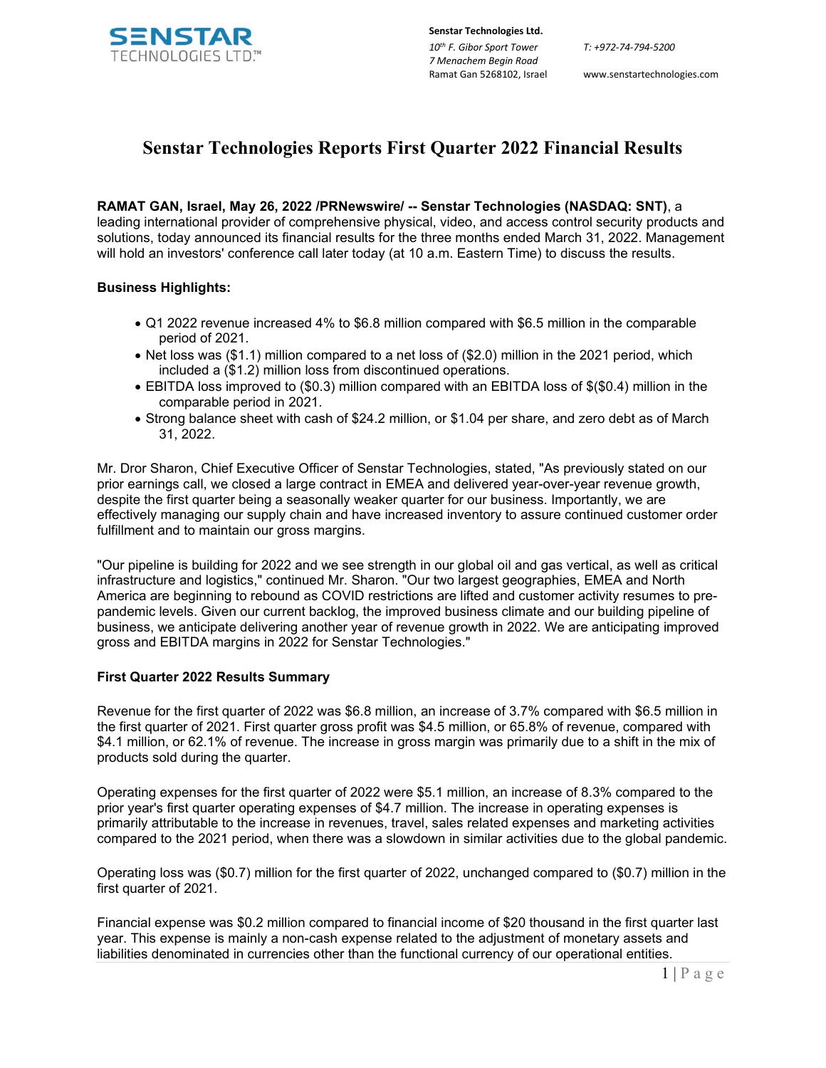SENSTAR TECHNOLOGIES LTD.™

**Senstar Technologies Ltd.**
*10th F. Gibor Sport Tower*
*7 Menachem Begin Road*
Ramat Gan 5268102, Israel

*T: +972-74-794-5200*
www.senstartechnologies.com

# Senstar Technologies Reports First Quarter 2022 Financial Results

**RAMAT GAN, Israel, May 26, 2022 /PRNewswire/ -- Senstar Technologies (NASDAQ: SNT)**, a leading international provider of comprehensive physical, video, and access control security products and solutions, today announced its financial results for the three months ended March 31, 2022. Management will hold an investors' conference call later today (at 10 a.m. Eastern Time) to discuss the results.

**Business Highlights:**

- Q1 2022 revenue increased 4% to $6.8 million compared with $6.5 million in the comparable period of 2021.
- Net loss was ($1.1) million compared to a net loss of ($2.0) million in the 2021 period, which included a ($1.2) million loss from discontinued operations.
- EBITDA loss improved to ($0.3) million compared with an EBITDA loss of $($0.4) million in the comparable period in 2021.
- Strong balance sheet with cash of $24.2 million, or $1.04 per share, and zero debt as of March 31, 2022.

Mr. Dror Sharon, Chief Executive Officer of Senstar Technologies, stated, "As previously stated on our prior earnings call, we closed a large contract in EMEA and delivered year-over-year revenue growth, despite the first quarter being a seasonally weaker quarter for our business. Importantly, we are effectively managing our supply chain and have increased inventory to assure continued customer order fulfillment and to maintain our gross margins.

"Our pipeline is building for 2022 and we see strength in our global oil and gas vertical, as well as critical infrastructure and logistics," continued Mr. Sharon. "Our two largest geographies, EMEA and North America are beginning to rebound as COVID restrictions are lifted and customer activity resumes to pre-pandemic levels. Given our current backlog, the improved business climate and our building pipeline of business, we anticipate delivering another year of revenue growth in 2022. We are anticipating improved gross and EBITDA margins in 2022 for Senstar Technologies."

**First Quarter 2022 Results Summary**

Revenue for the first quarter of 2022 was $6.8 million, an increase of 3.7% compared with $6.5 million in the first quarter of 2021. First quarter gross profit was $4.5 million, or 65.8% of revenue, compared with $4.1 million, or 62.1% of revenue. The increase in gross margin was primarily due to a shift in the mix of products sold during the quarter.

Operating expenses for the first quarter of 2022 were $5.1 million, an increase of 8.3% compared to the prior year's first quarter operating expenses of $4.7 million. The increase in operating expenses is primarily attributable to the increase in revenues, travel, sales related expenses and marketing activities compared to the 2021 period, when there was a slowdown in similar activities due to the global pandemic.

Operating loss was ($0.7) million for the first quarter of 2022, unchanged compared to ($0.7) million in the first quarter of 2021.

Financial expense was $0.2 million compared to financial income of $20 thousand in the first quarter last year. This expense is mainly a non-cash expense related to the adjustment of monetary assets and liabilities denominated in currencies other than the functional currency of our operational entities.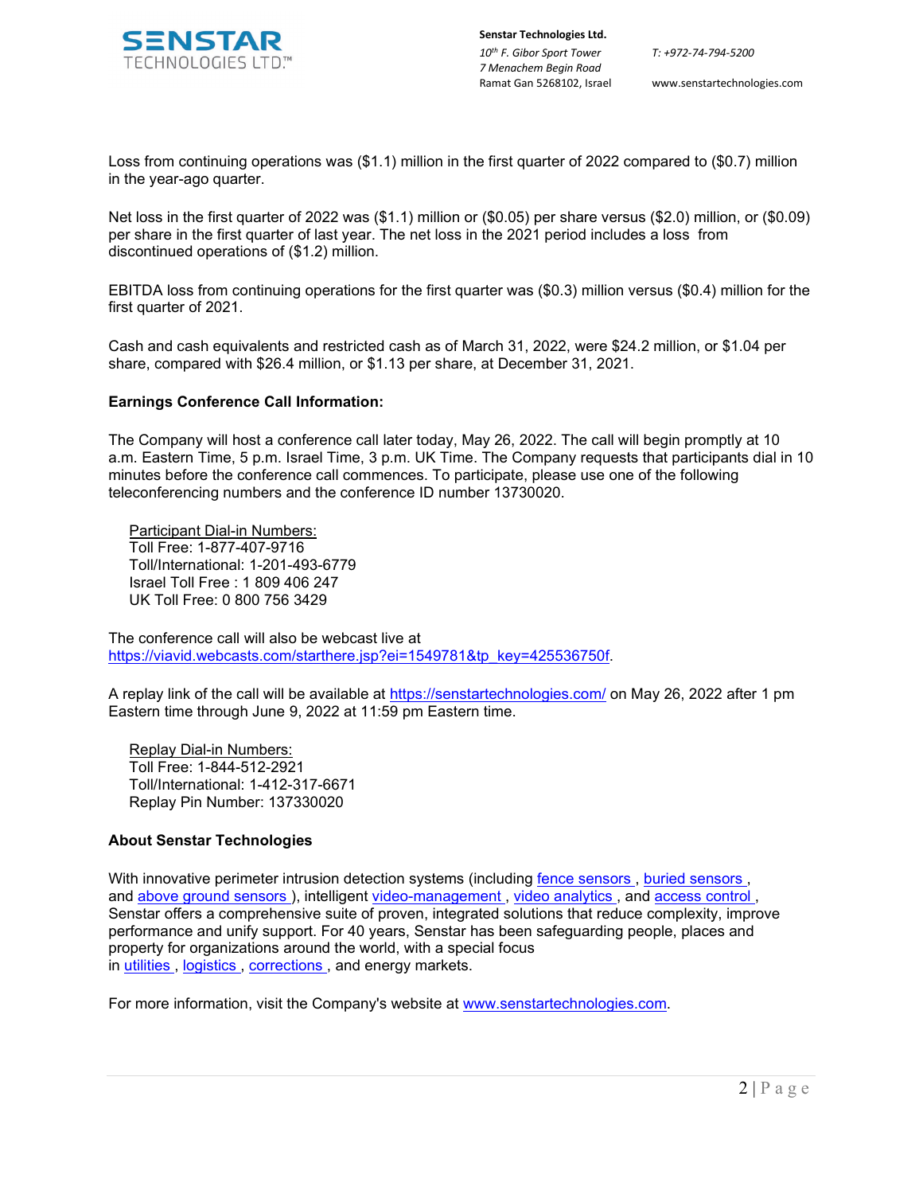Loss from continuing operations was ($1.1) million in the first quarter of 2022 compared to ($0.7) million in the year-ago quarter.

Net loss in the first quarter of 2022 was ($1.1) million or ($0.05) per share versus ($2.0) million, or ($0.09) per share in the first quarter of last year. The net loss in the 2021 period includes a loss from discontinued operations of ($1.2) million.

EBITDA loss from continuing operations for the first quarter was ($0.3) million versus ($0.4) million for the first quarter of 2021.

Cash and cash equivalents and restricted cash as of March 31, 2022, were $24.2 million, or $1.04 per share, compared with $26.4 million, or $1.13 per share, at December 31, 2021.

**Earnings Conference Call Information:**

The Company will host a conference call later today, May 26, 2022. The call will begin promptly at 10 a.m. Eastern Time, 5 p.m. Israel Time, 3 p.m. UK Time. The Company requests that participants dial in 10 minutes before the conference call commences. To participate, please use one of the following teleconferencing numbers and the conference ID number 13730020.

Participant Dial-in Numbers:
Toll Free: 1-877-407-9716
Toll/International: 1-201-493-6779
Israel Toll Free : 1 809 406 247
UK Toll Free: 0 800 756 3429

The conference call will also be webcast live at [https://viavid.webcasts.com/starthere.jsp?ei=1549781&tp_key=425536750f](https://viavid.webcasts.com/starthere.jsp?ei=1549781&tp_key=425536750f).

A replay link of the call will be available at [https://senstartechnologies.com/](https://senstartechnologies.com/) on May 26, 2022 after 1 pm Eastern time through June 9, 2022 at 11:59 pm Eastern time.

Replay Dial-in Numbers:
Toll Free: 1-844-512-2921
Toll/International: 1-412-317-6671
Replay Pin Number: 137330020

**About Senstar Technologies**

With innovative perimeter intrusion detection systems (including fence sensors, buried sensors, and above ground sensors), intelligent video-management, video analytics, and access control, Senstar offers a comprehensive suite of proven, integrated solutions that reduce complexity, improve performance and unify support. For 40 years, Senstar has been safeguarding people, places and property for organizations around the world, with a special focus in utilities, logistics, corrections, and energy markets.

For more information, visit the Company's website at [www.senstartechnologies.com](http://www.senstartechnologies.com).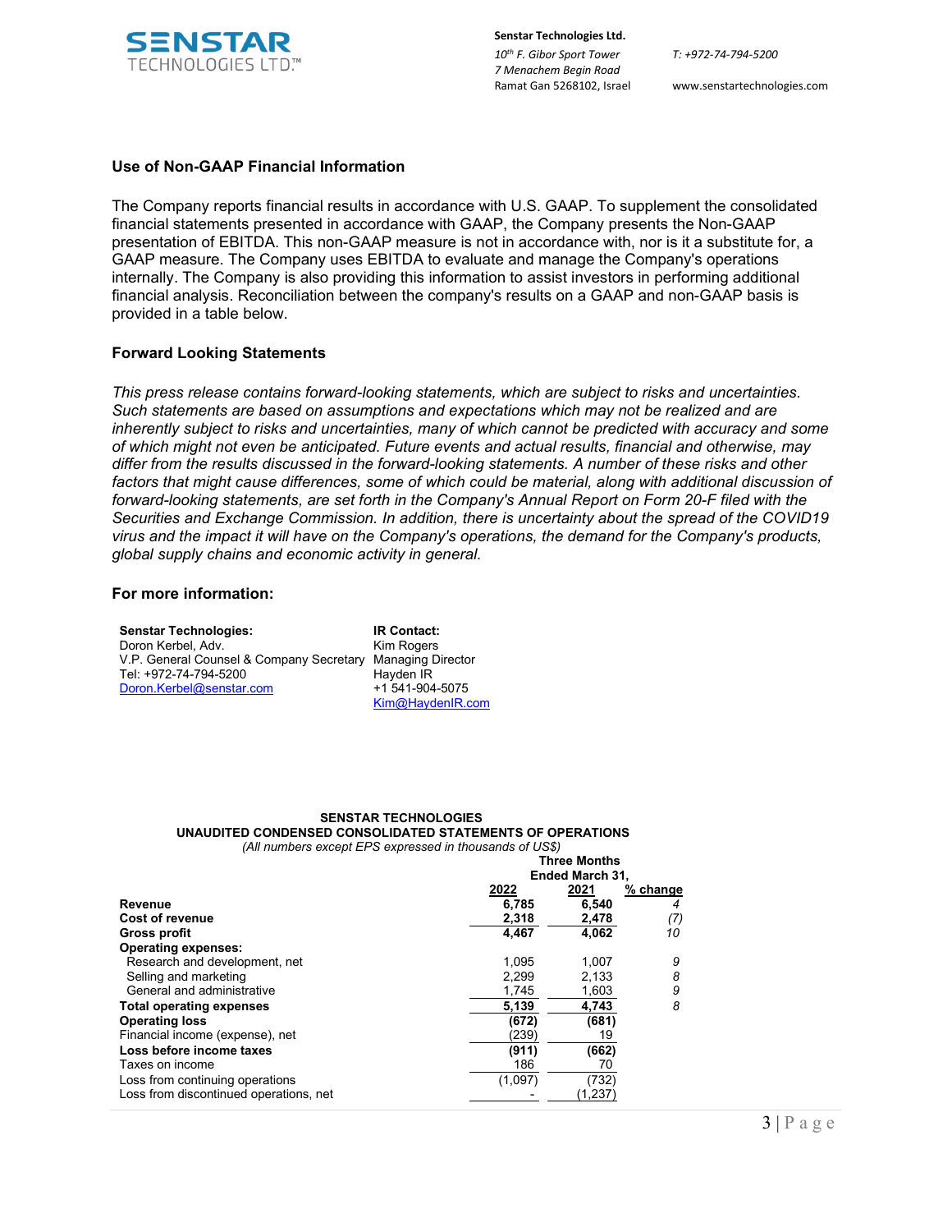## Use of Non-GAAP Financial Information

The Company reports financial results in accordance with U.S. GAAP. To supplement the consolidated financial statements presented in accordance with GAAP, the Company presents the Non-GAAP presentation of EBITDA. This non-GAAP measure is not in accordance with, nor is it a substitute for, a GAAP measure. The Company uses EBITDA to evaluate and manage the Company's operations internally. The Company is also providing this information to assist investors in performing additional financial analysis. Reconciliation between the company's results on a GAAP and non-GAAP basis is provided in a table below.

## Forward Looking Statements

*This press release contains forward-looking statements, which are subject to risks and uncertainties. Such statements are based on assumptions and expectations which may not be realized and are inherently subject to risks and uncertainties, many of which cannot be predicted with accuracy and some of which might not even be anticipated. Future events and actual results, financial and otherwise, may differ from the results discussed in the forward-looking statements. A number of these risks and other factors that might cause differences, some of which could be material, along with additional discussion of forward-looking statements, are set forth in the Company's Annual Report on Form 20-F filed with the Securities and Exchange Commission. In addition, there is uncertainty about the spread of the COVID19 virus and the impact it will have on the Company's operations, the demand for the Company's products, global supply chains and economic activity in general.*

## For more information:

| **Senstar Technologies:** | **IR Contact:** |
|---|---|
| Doron Kerbel, Adv. | Kim Rogers |
| V.P. General Counsel & Company Secretary | Managing Director |
| Tel: +972-74-794-5200 | Hayden IR |
| Doron.Kerbel@senstar.com | +1 541-904-5075 |
| | Kim@HaydenIR.com |

**SENSTAR TECHNOLOGIES**
**UNAUDITED CONDENSED CONSOLIDATED STATEMENTS OF OPERATIONS**
*(All numbers except EPS expressed in thousands of US$)*

| | **Three Months Ended March 31,** | | |
|---|---|---|---|
| | **2022** | **2021** | **% change** |
| **Revenue** | **6,785** | **6,540** | *4* |
| **Cost of revenue** | **2,318** | **2,478** | *(7)* |
| **Gross profit** | **4,467** | **4,062** | *10* |
| **Operating expenses:** | | | |
| Research and development, net | 1,095 | 1,007 | *9* |
| Selling and marketing | 2,299 | 2,133 | *8* |
| General and administrative | 1,745 | 1,603 | *9* |
| **Total operating expenses** | **5,139** | **4,743** | *8* |
| **Operating loss** | **(672)** | **(681)** | |
| Financial income (expense), net | (239) | 19 | |
| **Loss before income taxes** | **(911)** | **(662)** | |
| Taxes on income | 186 | 70 | |
| Loss from continuing operations | (1,097) | (732) | |
| Loss from discontinued operations, net | - | (1,237) | |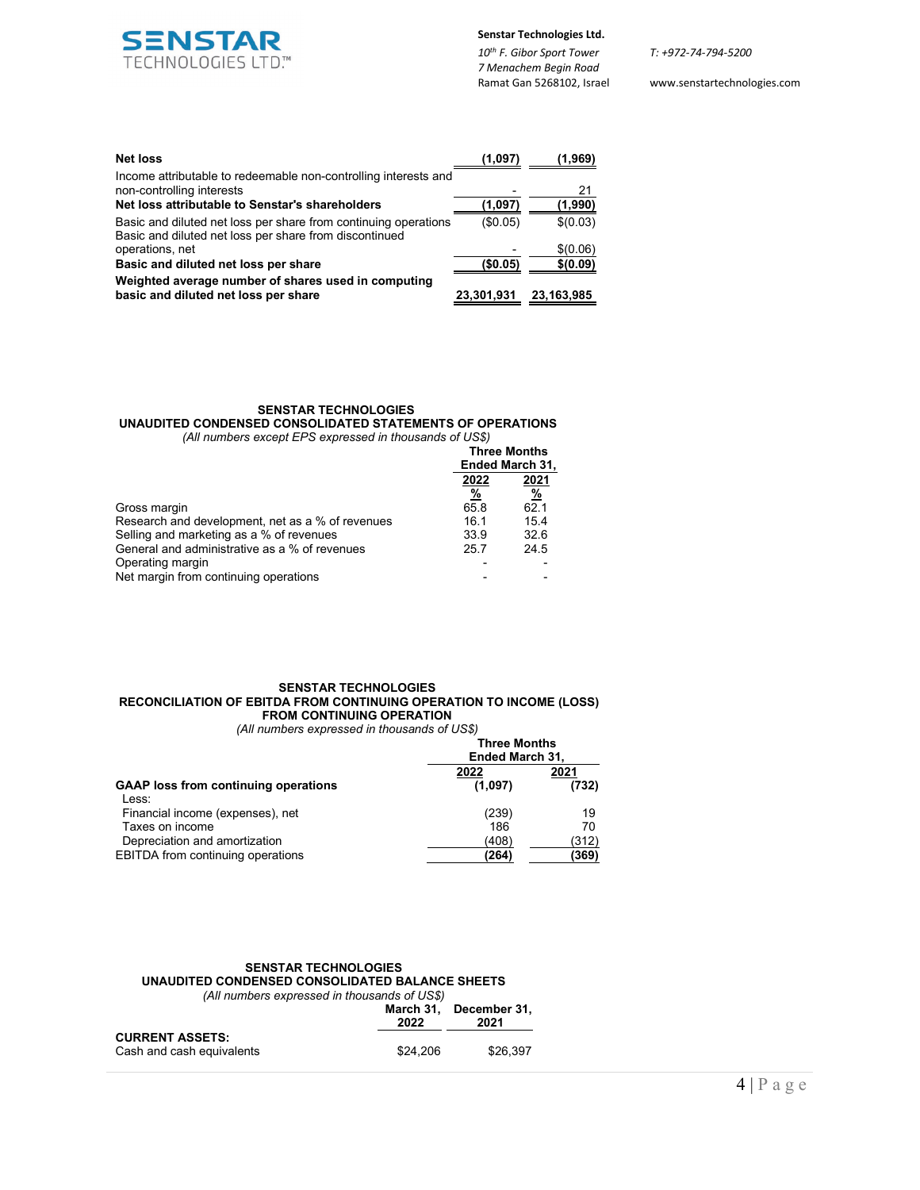| | | |
|---|---|---|
| **Net loss** | **(1,097)** | **(1,969)** |
| Income attributable to redeemable non-controlling interests and non-controlling interests | - | 21 |
| **Net loss attributable to Senstar's shareholders** | **(1,097)** | **(1,990)** |
| Basic and diluted net loss per share from continuing operations | ($0.05) | $(0.03) |
| Basic and diluted net loss per share from discontinued operations, net | - | $(0.06) |
| **Basic and diluted net loss per share** | **($0.05)** | **$(0.09)** |
| **Weighted average number of shares used in computing basic and diluted net loss per share** | **23,301,931** | **23,163,985** |

**SENSTAR TECHNOLOGIES**
**UNAUDITED CONDENSED CONSOLIDATED STATEMENTS OF OPERATIONS**
*(All numbers except EPS expressed in thousands of US$)*

| | Three Months Ended March 31, | |
|---|---|---|
| | 2022 | 2021 |
| | % | % |
| Gross margin | 65.8 | 62.1 |
| Research and development, net as a % of revenues | 16.1 | 15.4 |
| Selling and marketing as a % of revenues | 33.9 | 32.6 |
| General and administrative as a % of revenues | 25.7 | 24.5 |
| Operating margin | - | - |
| Net margin from continuing operations | - | - |

**SENSTAR TECHNOLOGIES**
**RECONCILIATION OF EBITDA FROM CONTINUING OPERATION TO INCOME (LOSS) FROM CONTINUING OPERATION**
*(All numbers expressed in thousands of US$)*

| | Three Months Ended March 31, | |
|---|---|---|
| | 2022 | 2021 |
| **GAAP loss from continuing operations** | **(1,097)** | **(732)** |
| Less: | | |
| Financial income (expenses), net | (239) | 19 |
| Taxes on income | 186 | 70 |
| Depreciation and amortization | (408) | (312) |
| EBITDA from continuing operations | **(264)** | **(369)** |

**SENSTAR TECHNOLOGIES**
**UNAUDITED CONDENSED CONSOLIDATED BALANCE SHEETS**
*(All numbers expressed in thousands of US$)*

| | March 31, 2022 | December 31, 2021 |
|---|---|---|
| **CURRENT ASSETS:** | | |
| Cash and cash equivalents | $24,206 | $26,397 |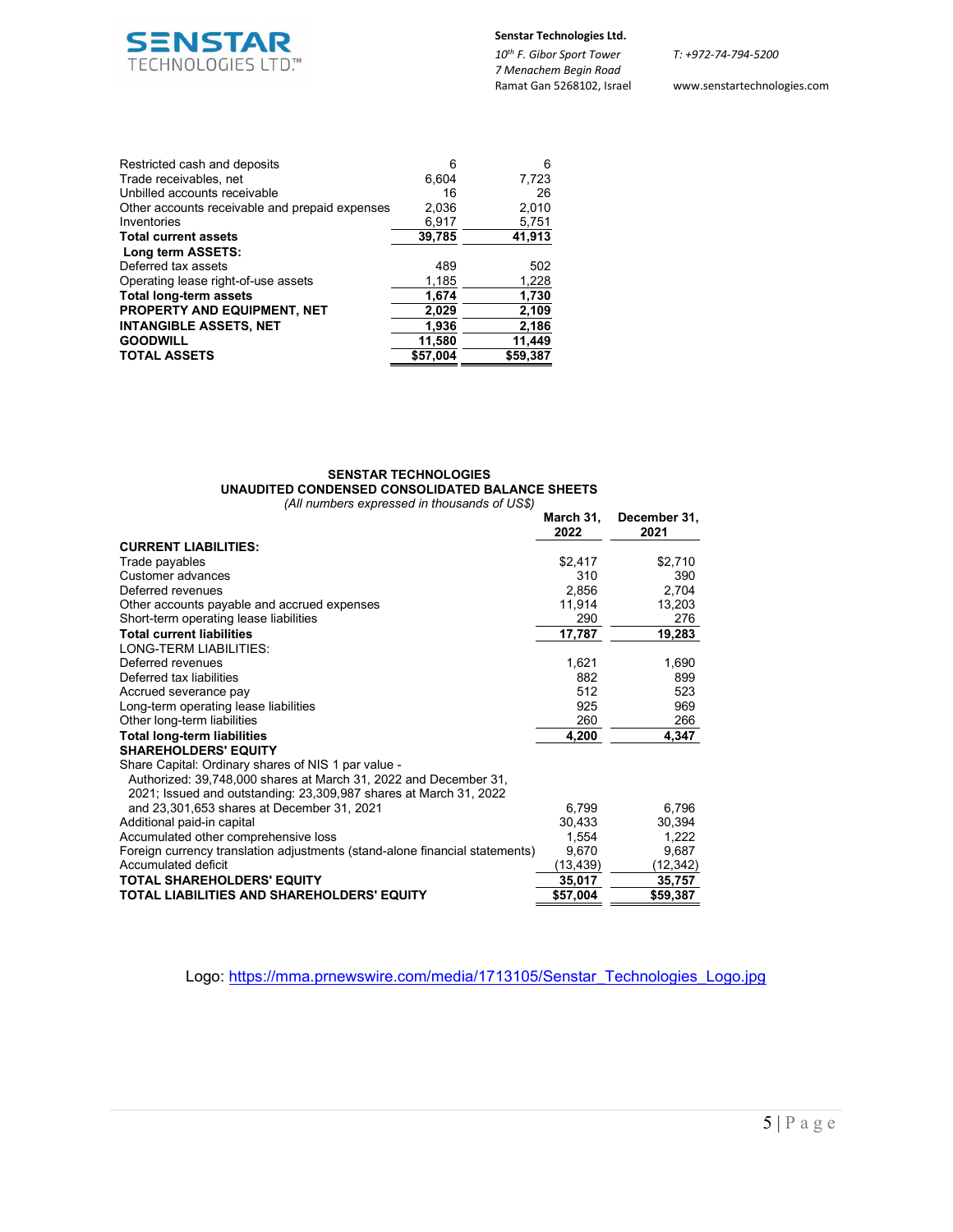| | | |
|---|---|---|
| Restricted cash and deposits | 6 | 6 |
| Trade receivables, net | 6,604 | 7,723 |
| Unbilled accounts receivable | 16 | 26 |
| Other accounts receivable and prepaid expenses | 2,036 | 2,010 |
| Inventories | 6,917 | 5,751 |
| **Total current assets** | **39,785** | **41,913** |
| **Long term ASSETS:** | | |
| Deferred tax assets | 489 | 502 |
| Operating lease right-of-use assets | 1,185 | 1,228 |
| **Total long-term assets** | **1,674** | **1,730** |
| **PROPERTY AND EQUIPMENT, NET** | **2,029** | **2,109** |
| **INTANGIBLE ASSETS, NET** | **1,936** | **2,186** |
| **GOODWILL** | **11,580** | **11,449** |
| **TOTAL ASSETS** | **$57,004** | **$59,387** |

**SENSTAR TECHNOLOGIES**

**UNAUDITED CONDENSED CONSOLIDATED BALANCE SHEETS**

*(All numbers expressed in thousands of US$)*

| | March 31, 2022 | December 31, 2021 |
|---|---|---|
| **CURRENT LIABILITIES:** | | |
| Trade payables | $2,417 | $2,710 |
| Customer advances | 310 | 390 |
| Deferred revenues | 2,856 | 2,704 |
| Other accounts payable and accrued expenses | 11,914 | 13,203 |
| Short-term operating lease liabilities | 290 | 276 |
| **Total current liabilities** | **17,787** | **19,283** |
| LONG-TERM LIABILITIES: | | |
| Deferred revenues | 1,621 | 1,690 |
| Deferred tax liabilities | 882 | 899 |
| Accrued severance pay | 512 | 523 |
| Long-term operating lease liabilities | 925 | 969 |
| Other long-term liabilities | 260 | 266 |
| **Total long-term liabilities** | **4,200** | **4,347** |
| **SHAREHOLDERS' EQUITY** | | |
| Share Capital: Ordinary shares of NIS 1 par value - Authorized: 39,748,000 shares at March 31, 2022 and December 31, 2021; Issued and outstanding: 23,309,987 shares at March 31, 2022 and 23,301,653 shares at December 31, 2021 | 6,799 | 6,796 |
| Additional paid-in capital | 30,433 | 30,394 |
| Accumulated other comprehensive loss | 1,554 | 1,222 |
| Foreign currency translation adjustments (stand-alone financial statements) | 9,670 | 9,687 |
| Accumulated deficit | (13,439) | (12,342) |
| **TOTAL SHAREHOLDERS' EQUITY** | **35,017** | **35,757** |
| **TOTAL LIABILITIES AND SHAREHOLDERS' EQUITY** | **$57,004** | **$59,387** |

Logo: https://mma.prnewswire.com/media/1713105/Senstar_Technologies_Logo.jpg